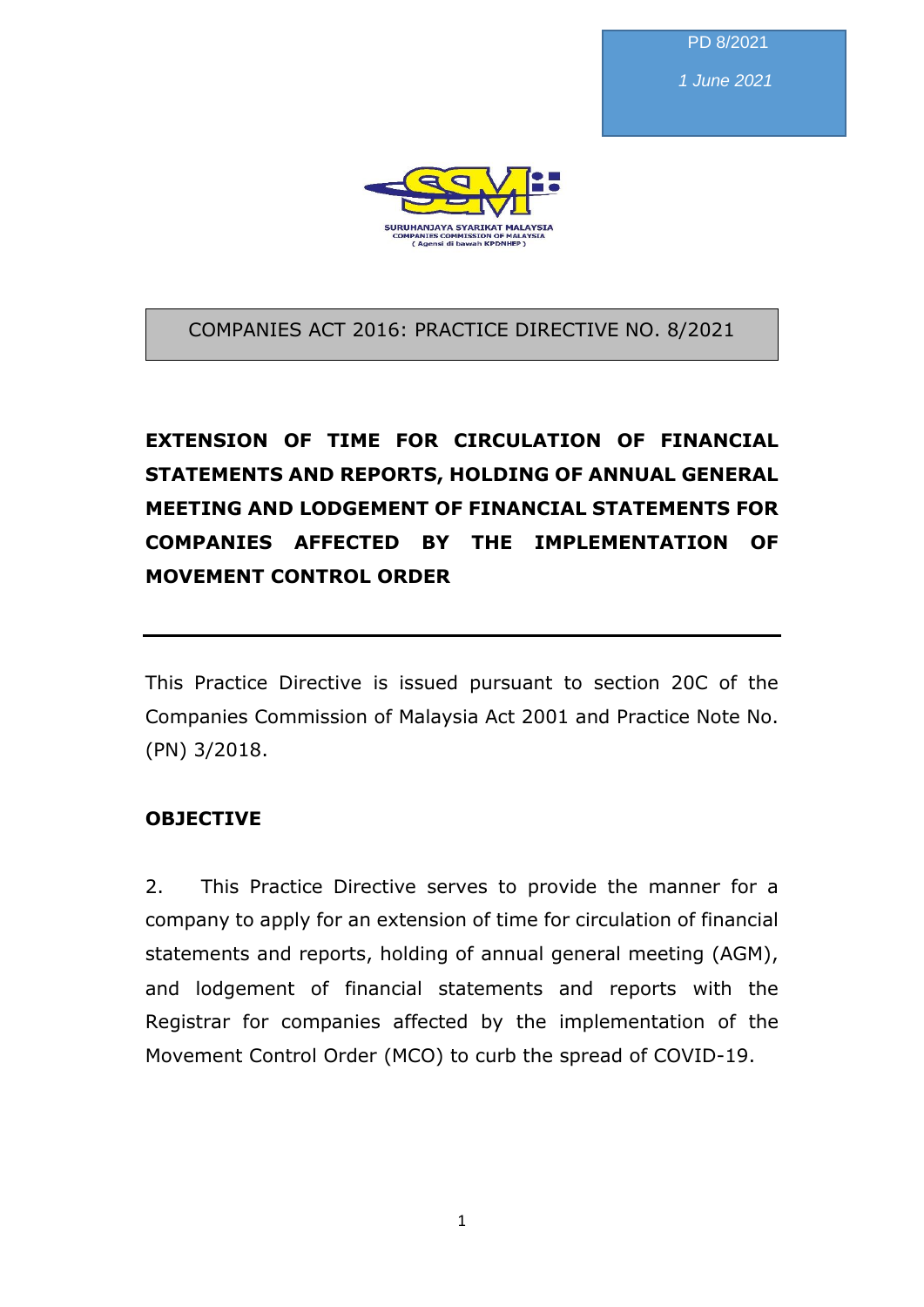PD 8/2021

*1 June 2021*

SURUHANJAYA SYARIKAT MALAYSIA
COMPANIES COMMISSION OF MALAYSIA
( Agensi di bawah KPDNHEP )

COMPANIES ACT 2016: PRACTICE DIRECTIVE NO. 8/2021

# EXTENSION OF TIME FOR CIRCULATION OF FINANCIAL STATEMENTS AND REPORTS, HOLDING OF ANNUAL GENERAL MEETING AND LODGEMENT OF FINANCIAL STATEMENTS FOR COMPANIES AFFECTED BY THE IMPLEMENTATION OF MOVEMENT CONTROL ORDER

---

This Practice Directive is issued pursuant to section 20C of the Companies Commission of Malaysia Act 2001 and Practice Note No. (PN) 3/2018.

## OBJECTIVE

2. This Practice Directive serves to provide the manner for a company to apply for an extension of time for circulation of financial statements and reports, holding of annual general meeting (AGM), and lodgement of financial statements and reports with the Registrar for companies affected by the implementation of the Movement Control Order (MCO) to curb the spread of COVID-19.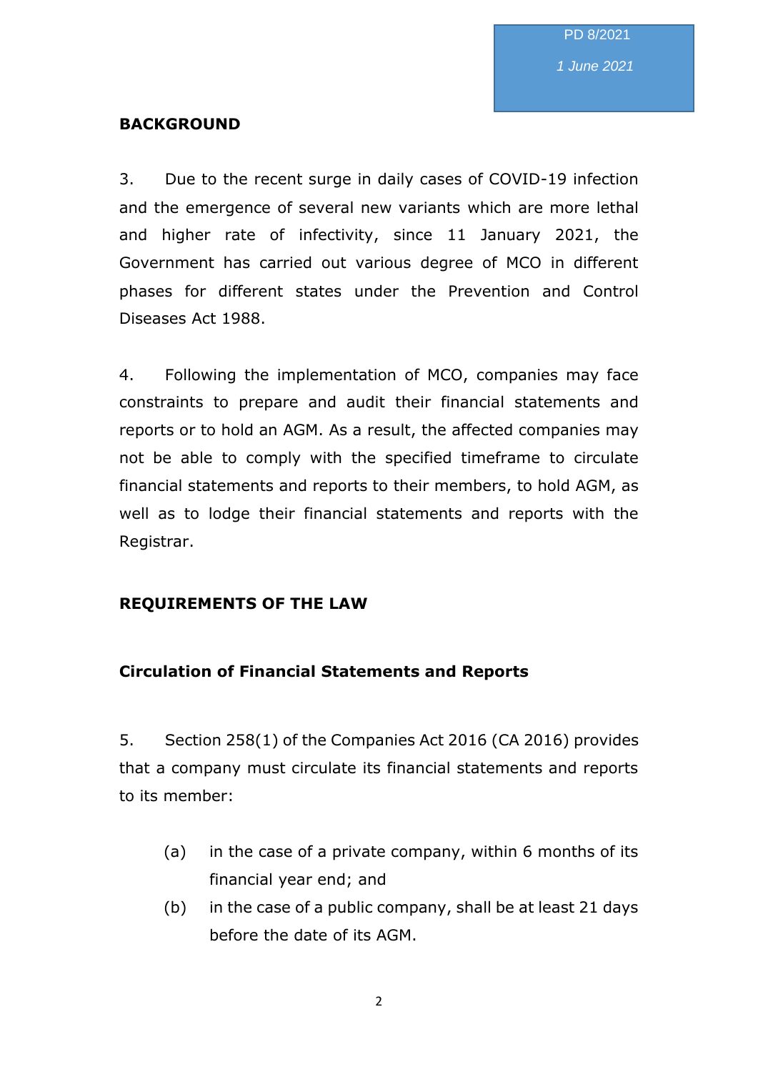## BACKGROUND

3. Due to the recent surge in daily cases of COVID-19 infection and the emergence of several new variants which are more lethal and higher rate of infectivity, since 11 January 2021, the Government has carried out various degree of MCO in different phases for different states under the Prevention and Control Diseases Act 1988.

4. Following the implementation of MCO, companies may face constraints to prepare and audit their financial statements and reports or to hold an AGM. As a result, the affected companies may not be able to comply with the specified timeframe to circulate financial statements and reports to their members, to hold AGM, as well as to lodge their financial statements and reports with the Registrar.

## REQUIREMENTS OF THE LAW

### Circulation of Financial Statements and Reports

5. Section 258(1) of the Companies Act 2016 (CA 2016) provides that a company must circulate its financial statements and reports to its member:

(a) in the case of a private company, within 6 months of its financial year end; and

(b) in the case of a public company, shall be at least 21 days before the date of its AGM.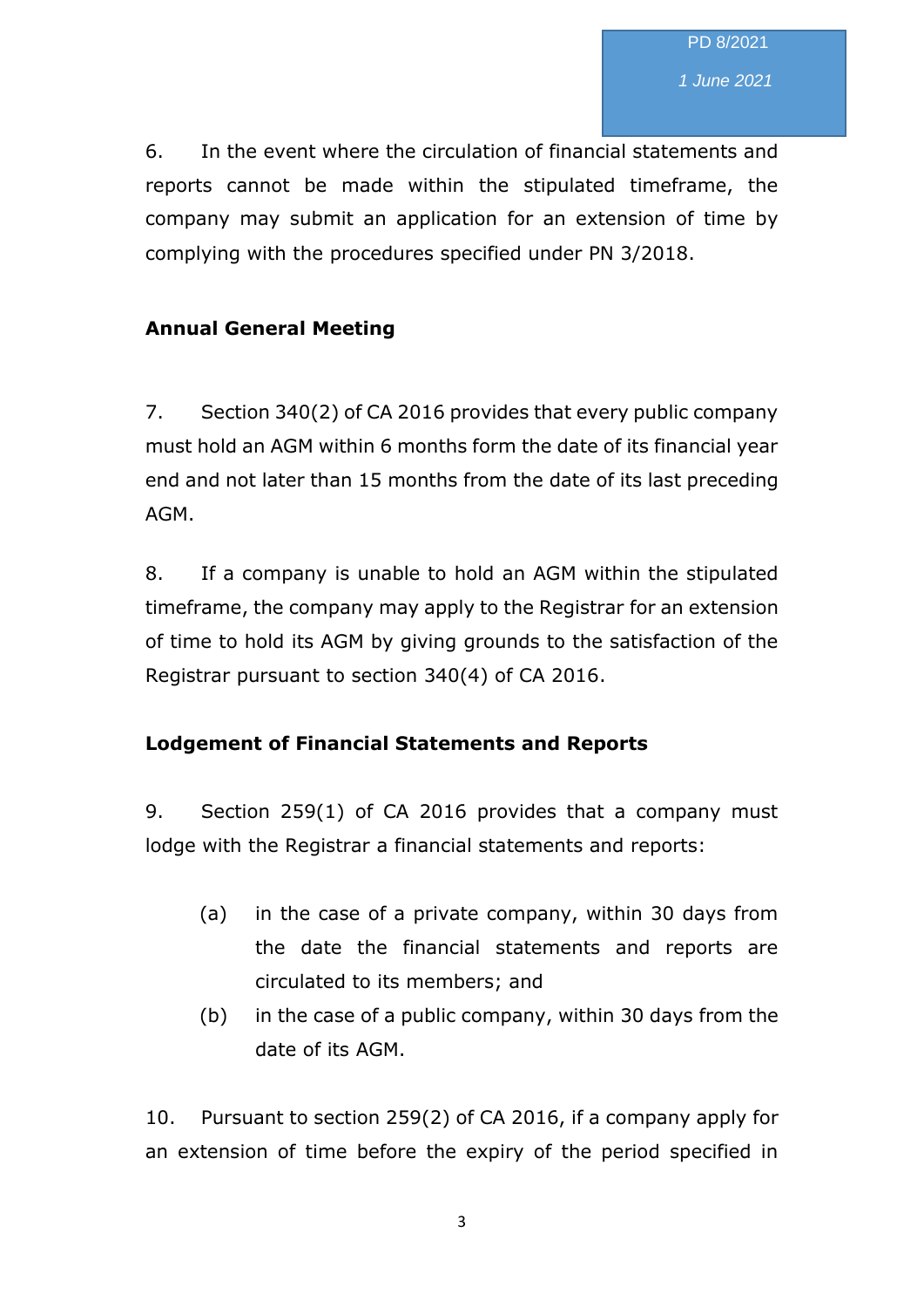6. In the event where the circulation of financial statements and reports cannot be made within the stipulated timeframe, the company may submit an application for an extension of time by complying with the procedures specified under PN 3/2018.

**Annual General Meeting**

7. Section 340(2) of CA 2016 provides that every public company must hold an AGM within 6 months form the date of its financial year end and not later than 15 months from the date of its last preceding AGM.

8. If a company is unable to hold an AGM within the stipulated timeframe, the company may apply to the Registrar for an extension of time to hold its AGM by giving grounds to the satisfaction of the Registrar pursuant to section 340(4) of CA 2016.

**Lodgement of Financial Statements and Reports**

9. Section 259(1) of CA 2016 provides that a company must lodge with the Registrar a financial statements and reports:

(a) in the case of a private company, within 30 days from the date the financial statements and reports are circulated to its members; and

(b) in the case of a public company, within 30 days from the date of its AGM.

10. Pursuant to section 259(2) of CA 2016, if a company apply for an extension of time before the expiry of the period specified in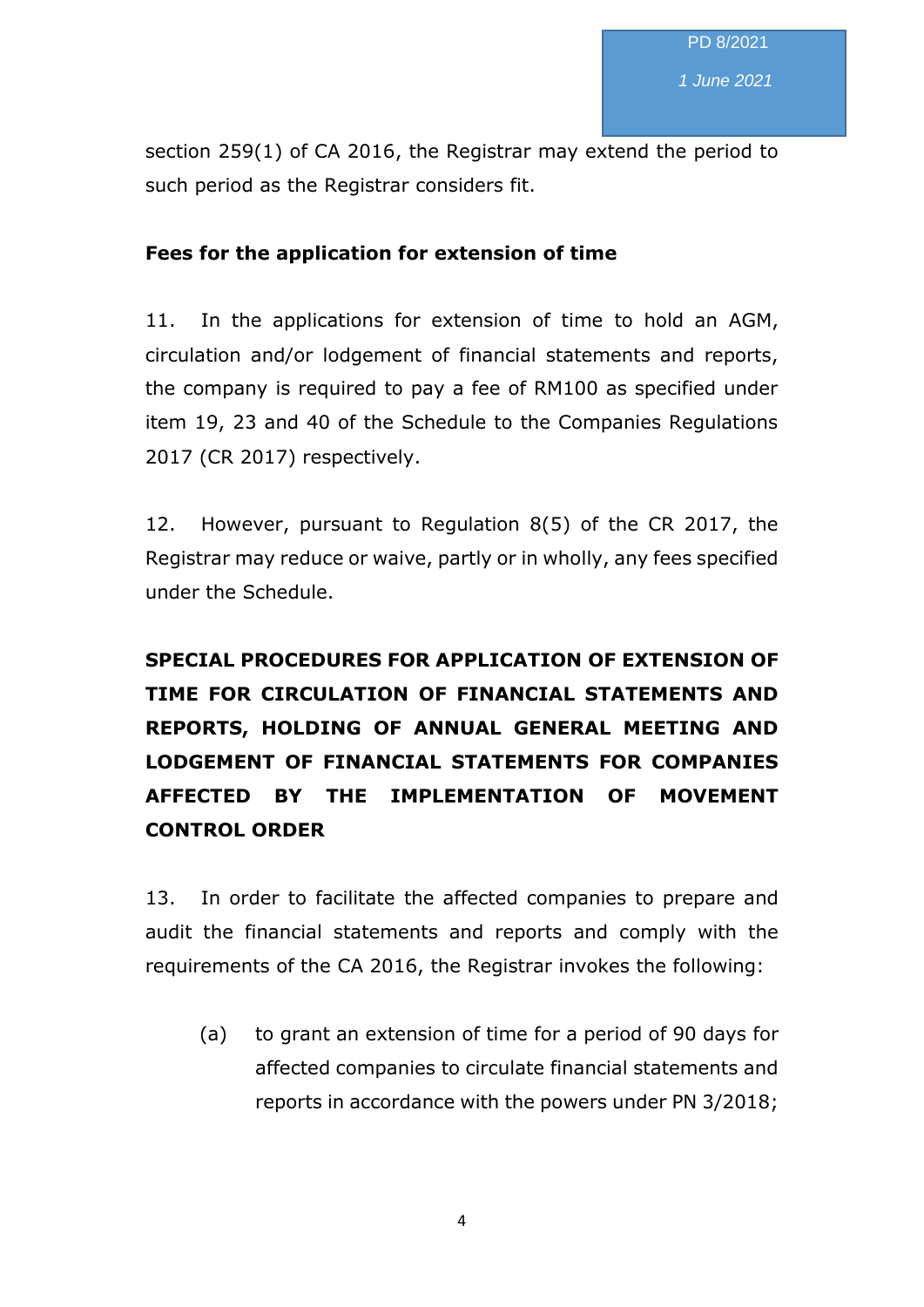section 259(1) of CA 2016, the Registrar may extend the period to such period as the Registrar considers fit.

**Fees for the application for extension of time**

11. In the applications for extension of time to hold an AGM, circulation and/or lodgement of financial statements and reports, the company is required to pay a fee of RM100 as specified under item 19, 23 and 40 of the Schedule to the Companies Regulations 2017 (CR 2017) respectively.

12. However, pursuant to Regulation 8(5) of the CR 2017, the Registrar may reduce or waive, partly or in wholly, any fees specified under the Schedule.

**SPECIAL PROCEDURES FOR APPLICATION OF EXTENSION OF TIME FOR CIRCULATION OF FINANCIAL STATEMENTS AND REPORTS, HOLDING OF ANNUAL GENERAL MEETING AND LODGEMENT OF FINANCIAL STATEMENTS FOR COMPANIES AFFECTED BY THE IMPLEMENTATION OF MOVEMENT CONTROL ORDER**

13. In order to facilitate the affected companies to prepare and audit the financial statements and reports and comply with the requirements of the CA 2016, the Registrar invokes the following:

(a) to grant an extension of time for a period of 90 days for affected companies to circulate financial statements and reports in accordance with the powers under PN 3/2018;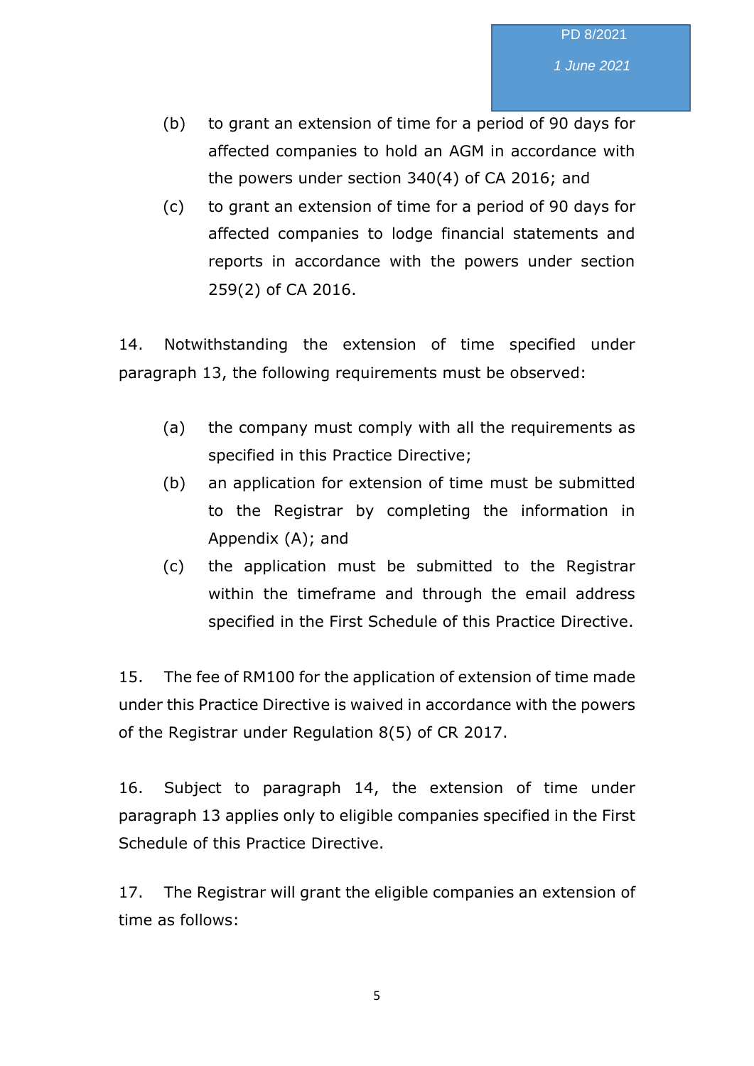(b) to grant an extension of time for a period of 90 days for affected companies to hold an AGM in accordance with the powers under section 340(4) of CA 2016; and

(c) to grant an extension of time for a period of 90 days for affected companies to lodge financial statements and reports in accordance with the powers under section 259(2) of CA 2016.

14. Notwithstanding the extension of time specified under paragraph 13, the following requirements must be observed:

(a) the company must comply with all the requirements as specified in this Practice Directive;

(b) an application for extension of time must be submitted to the Registrar by completing the information in Appendix (A); and

(c) the application must be submitted to the Registrar within the timeframe and through the email address specified in the First Schedule of this Practice Directive.

15. The fee of RM100 for the application of extension of time made under this Practice Directive is waived in accordance with the powers of the Registrar under Regulation 8(5) of CR 2017.

16. Subject to paragraph 14, the extension of time under paragraph 13 applies only to eligible companies specified in the First Schedule of this Practice Directive.

17. The Registrar will grant the eligible companies an extension of time as follows: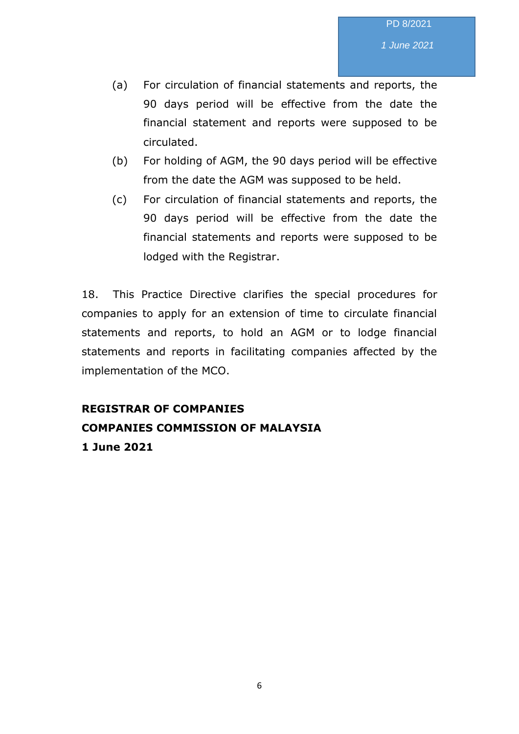(a) For circulation of financial statements and reports, the 90 days period will be effective from the date the financial statement and reports were supposed to be circulated.

(b) For holding of AGM, the 90 days period will be effective from the date the AGM was supposed to be held.

(c) For circulation of financial statements and reports, the 90 days period will be effective from the date the financial statements and reports were supposed to be lodged with the Registrar.

18. This Practice Directive clarifies the special procedures for companies to apply for an extension of time to circulate financial statements and reports, to hold an AGM or to lodge financial statements and reports in facilitating companies affected by the implementation of the MCO.

**REGISTRAR OF COMPANIES**
**COMPANIES COMMISSION OF MALAYSIA**
**1 June 2021**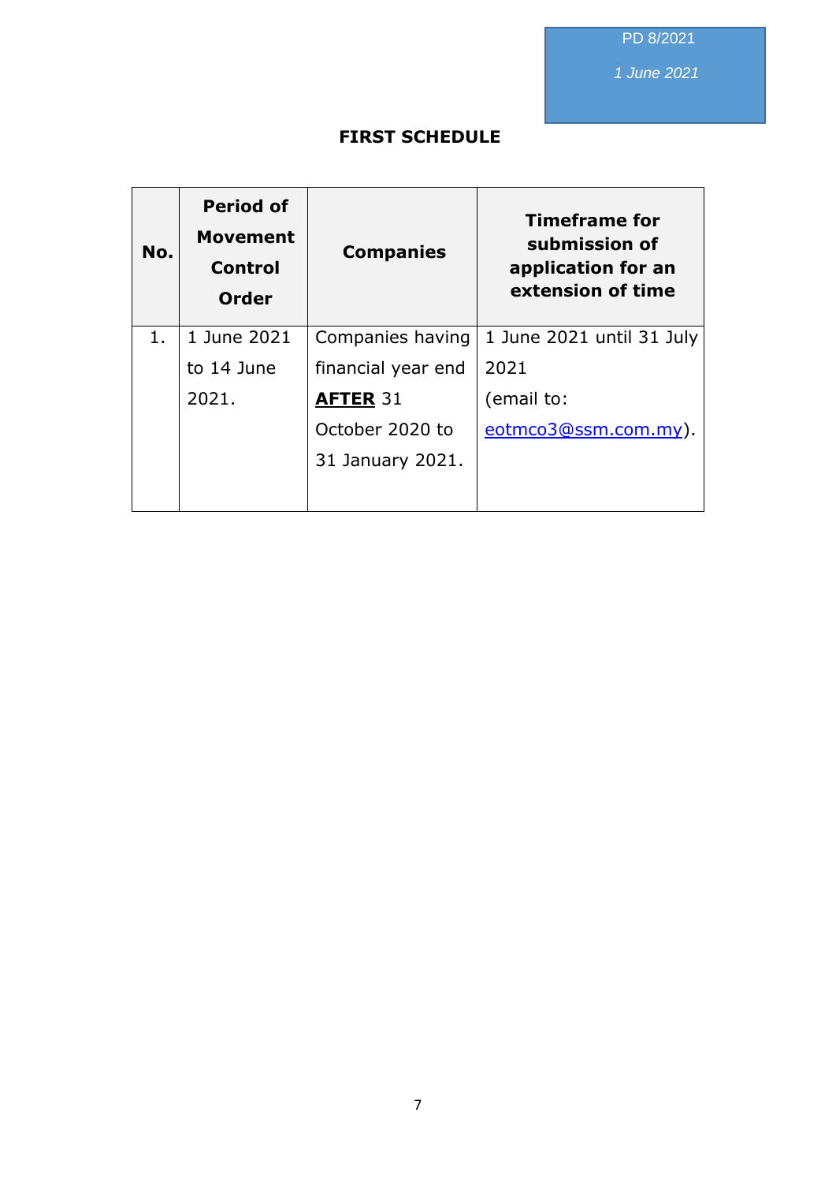## FIRST SCHEDULE

| No. | Period of Movement Control Order | Companies | Timeframe for submission of application for an extension of time |
|---|---|---|---|
| 1. | 1 June 2021 to 14 June 2021. | Companies having financial year end **AFTER** 31 October 2020 to 31 January 2021. | 1 June 2021 until 31 July 2021 (email to: eotmco3@ssm.com.my). |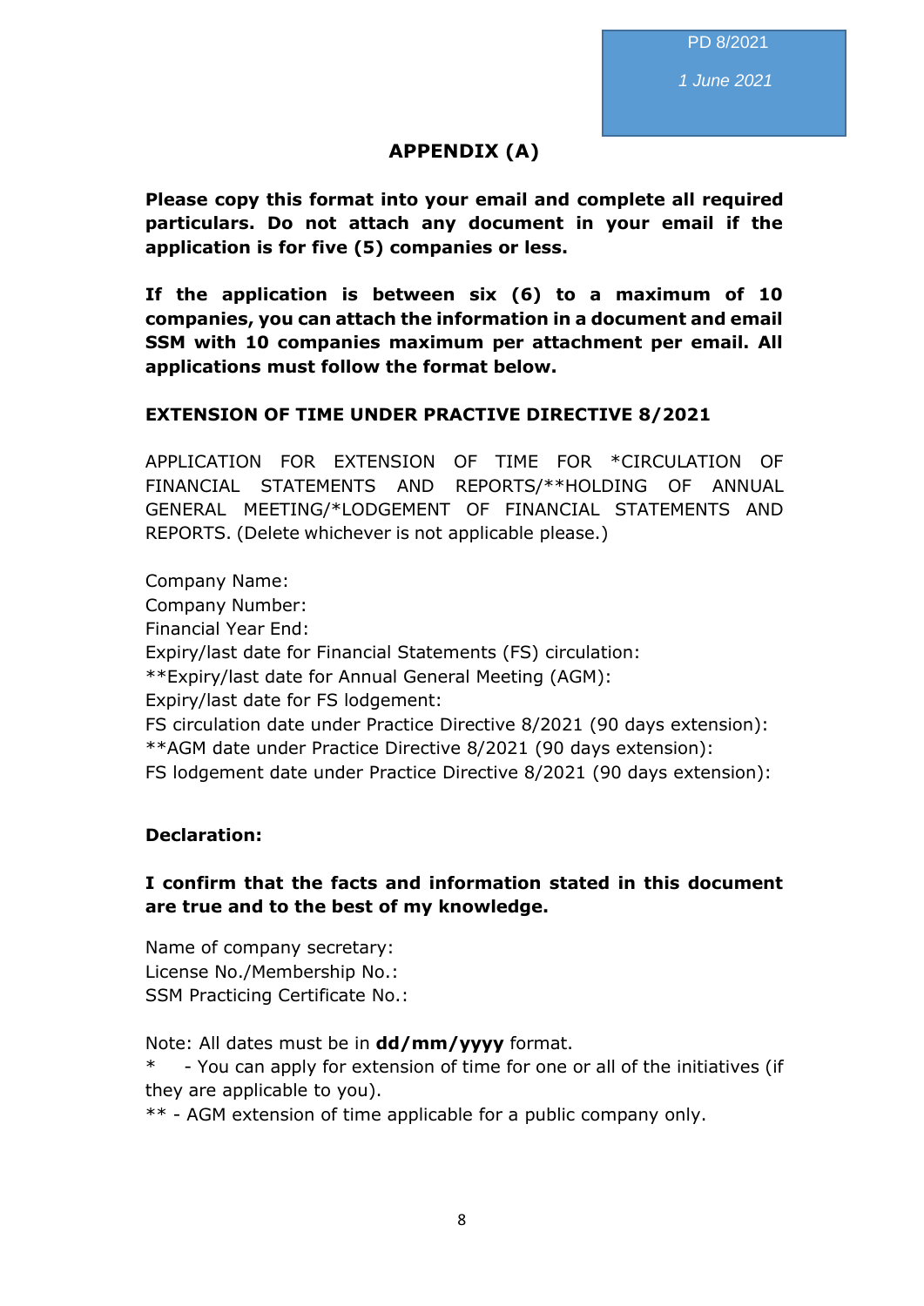PD 8/2021

*1 June 2021*

# APPENDIX (A)

**Please copy this format into your email and complete all required particulars. Do not attach any document in your email if the application is for five (5) companies or less.**

**If the application is between six (6) to a maximum of 10 companies, you can attach the information in a document and email SSM with 10 companies maximum per attachment per email. All applications must follow the format below.**

**EXTENSION OF TIME UNDER PRACTIVE DIRECTIVE 8/2021**

APPLICATION FOR EXTENSION OF TIME FOR *CIRCULATION OF FINANCIAL STATEMENTS AND REPORTS/**HOLDING OF ANNUAL GENERAL MEETING/*LODGEMENT OF FINANCIAL STATEMENTS AND REPORTS. (Delete whichever is not applicable please.)

Company Name:
Company Number:
Financial Year End:
Expiry/last date for Financial Statements (FS) circulation:
**Expiry/last date for Annual General Meeting (AGM):
Expiry/last date for FS lodgement:
FS circulation date under Practice Directive 8/2021 (90 days extension):
**AGM date under Practice Directive 8/2021 (90 days extension):
FS lodgement date under Practice Directive 8/2021 (90 days extension):

**Declaration:**

**I confirm that the facts and information stated in this document are true and to the best of my knowledge.**

Name of company secretary:
License No./Membership No.:
SSM Practicing Certificate No.:

Note: All dates must be in **dd/mm/yyyy** format.
* - You can apply for extension of time for one or all of the initiatives (if they are applicable to you).
** - AGM extension of time applicable for a public company only.